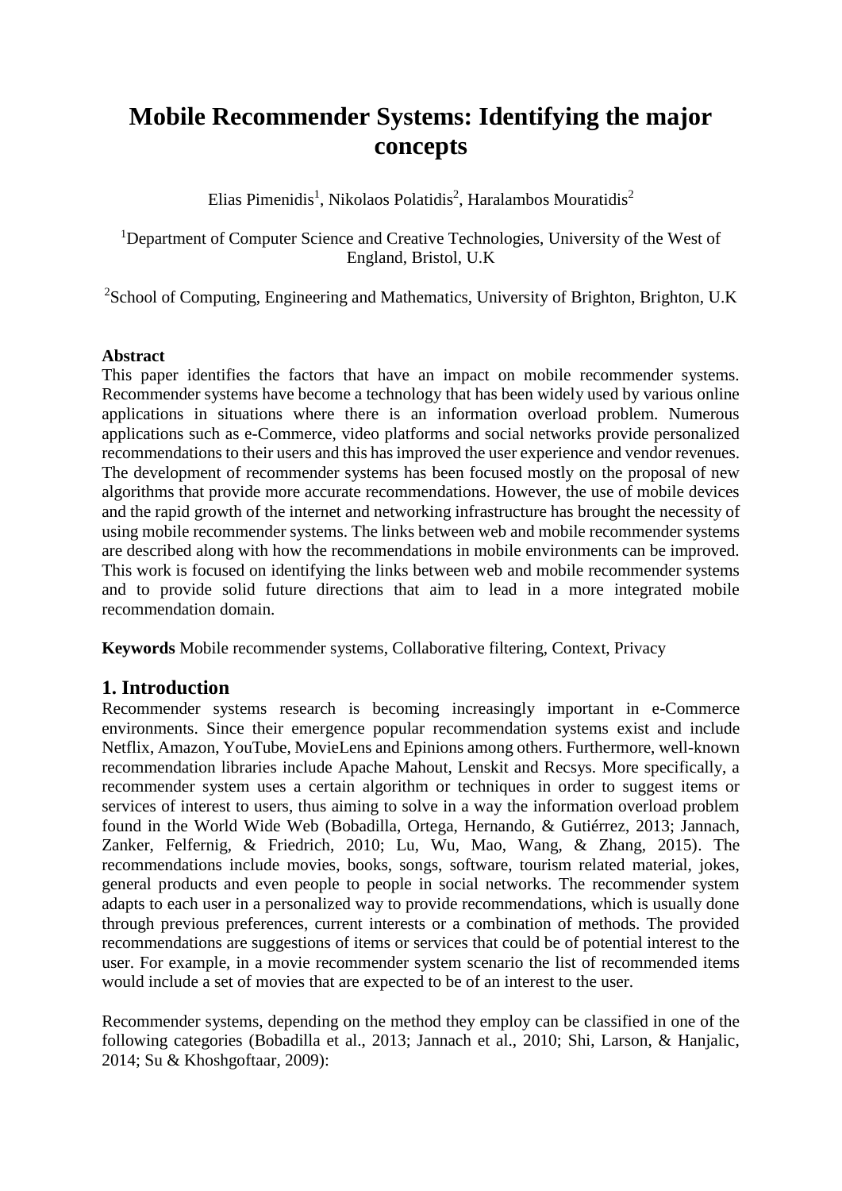# Mobile Recommender Systems: Identifying the major concepts

Elias Pimenidis[1], Nikolaos Polatidis[2], Haralambos Mouratidis[2]

[1]Department of Computer Science and Creative Technologies, University of the West of England, Bristol, U.K

[2]School of Computing, Engineering and Mathematics, University of Brighton, Brighton, U.K

**Abstract**

This paper identifies the factors that have an impact on mobile recommender systems. Recommender systems have become a technology that has been widely used by various online applications in situations where there is an information overload problem. Numerous applications such as e-Commerce, video platforms and social networks provide personalized recommendations to their users and this has improved the user experience and vendor revenues. The development of recommender systems has been focused mostly on the proposal of new algorithms that provide more accurate recommendations. However, the use of mobile devices and the rapid growth of the internet and networking infrastructure has brought the necessity of using mobile recommender systems. The links between web and mobile recommender systems are described along with how the recommendations in mobile environments can be improved. This work is focused on identifying the links between web and mobile recommender systems and to provide solid future directions that aim to lead in a more integrated mobile recommendation domain.

**Keywords** Mobile recommender systems, Collaborative filtering, Context, Privacy

## 1. Introduction

Recommender systems research is becoming increasingly important in e-Commerce environments. Since their emergence popular recommendation systems exist and include Netflix, Amazon, YouTube, MovieLens and Epinions among others. Furthermore, well-known recommendation libraries include Apache Mahout, Lenskit and Recsys. More specifically, a recommender system uses a certain algorithm or techniques in order to suggest items or services of interest to users, thus aiming to solve in a way the information overload problem found in the World Wide Web (Bobadilla, Ortega, Hernando, & Gutiérrez, 2013; Jannach, Zanker, Felfernig, & Friedrich, 2010; Lu, Wu, Mao, Wang, & Zhang, 2015). The recommendations include movies, books, songs, software, tourism related material, jokes, general products and even people to people in social networks. The recommender system adapts to each user in a personalized way to provide recommendations, which is usually done through previous preferences, current interests or a combination of methods. The provided recommendations are suggestions of items or services that could be of potential interest to the user. For example, in a movie recommender system scenario the list of recommended items would include a set of movies that are expected to be of an interest to the user.

Recommender systems, depending on the method they employ can be classified in one of the following categories (Bobadilla et al., 2013; Jannach et al., 2010; Shi, Larson, & Hanjalic, 2014; Su & Khoshgoftaar, 2009):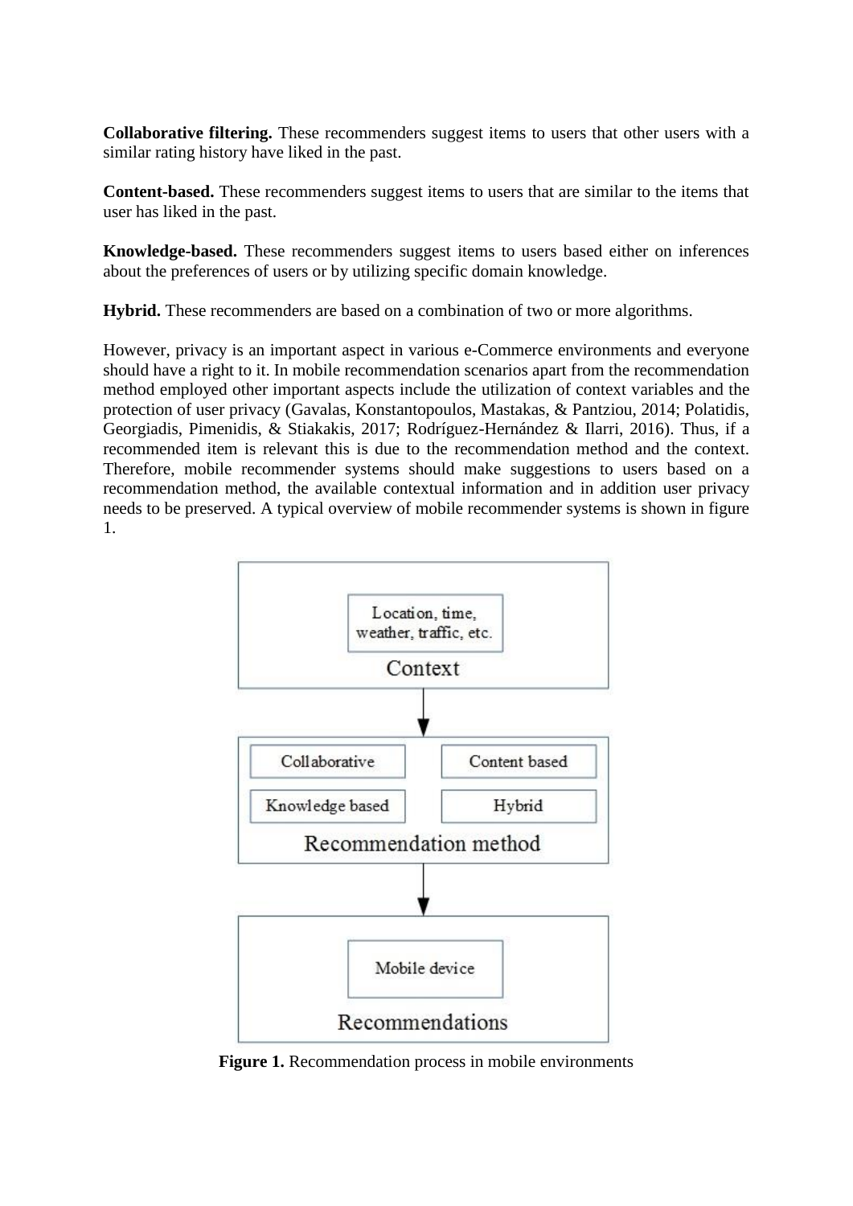**Collaborative filtering.** These recommenders suggest items to users that other users with a similar rating history have liked in the past.

**Content-based.** These recommenders suggest items to users that are similar to the items that user has liked in the past.

**Knowledge-based.** These recommenders suggest items to users based either on inferences about the preferences of users or by utilizing specific domain knowledge.

**Hybrid.** These recommenders are based on a combination of two or more algorithms.

However, privacy is an important aspect in various e-Commerce environments and everyone should have a right to it. In mobile recommendation scenarios apart from the recommendation method employed other important aspects include the utilization of context variables and the protection of user privacy (Gavalas, Konstantopoulos, Mastakas, & Pantziou, 2014; Polatidis, Georgiadis, Pimenidis, & Stiakakis, 2017; Rodríguez-Hernández & Ilarri, 2016). Thus, if a recommended item is relevant this is due to the recommendation method and the context. Therefore, mobile recommender systems should make suggestions to users based on a recommendation method, the available contextual information and in addition user privacy needs to be preserved. A typical overview of mobile recommender systems is shown in figure 1.

Context: Location, time, weather, traffic, etc.

↓

Recommendation method: Collaborative | Content based | Knowledge based | Hybrid

↓

Recommendations: Mobile device

**Figure 1.** Recommendation process in mobile environments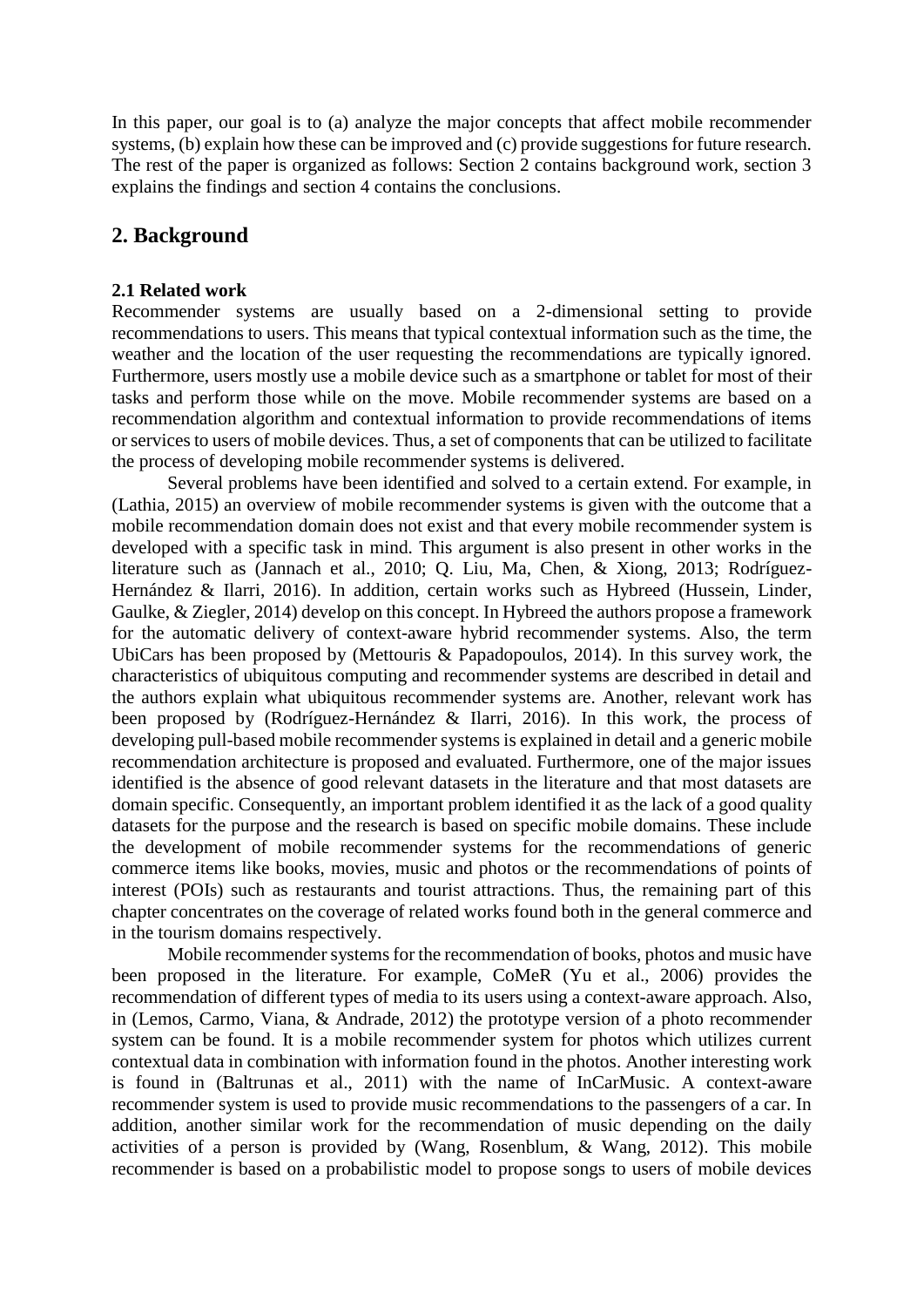In this paper, our goal is to (a) analyze the major concepts that affect mobile recommender systems, (b) explain how these can be improved and (c) provide suggestions for future research. The rest of the paper is organized as follows: Section 2 contains background work, section 3 explains the findings and section 4 contains the conclusions.

## 2. Background

### 2.1 Related work

Recommender systems are usually based on a 2-dimensional setting to provide recommendations to users. This means that typical contextual information such as the time, the weather and the location of the user requesting the recommendations are typically ignored. Furthermore, users mostly use a mobile device such as a smartphone or tablet for most of their tasks and perform those while on the move. Mobile recommender systems are based on a recommendation algorithm and contextual information to provide recommendations of items or services to users of mobile devices. Thus, a set of components that can be utilized to facilitate the process of developing mobile recommender systems is delivered.

Several problems have been identified and solved to a certain extend. For example, in (Lathia, 2015) an overview of mobile recommender systems is given with the outcome that a mobile recommendation domain does not exist and that every mobile recommender system is developed with a specific task in mind. This argument is also present in other works in the literature such as (Jannach et al., 2010; Q. Liu, Ma, Chen, & Xiong, 2013; Rodríguez-Hernández & Ilarri, 2016). In addition, certain works such as Hybreed (Hussein, Linder, Gaulke, & Ziegler, 2014) develop on this concept. In Hybreed the authors propose a framework for the automatic delivery of context-aware hybrid recommender systems. Also, the term UbiCars has been proposed by (Mettouris & Papadopoulos, 2014). In this survey work, the characteristics of ubiquitous computing and recommender systems are described in detail and the authors explain what ubiquitous recommender systems are. Another, relevant work has been proposed by (Rodríguez-Hernández & Ilarri, 2016). In this work, the process of developing pull-based mobile recommender systems is explained in detail and a generic mobile recommendation architecture is proposed and evaluated. Furthermore, one of the major issues identified is the absence of good relevant datasets in the literature and that most datasets are domain specific. Consequently, an important problem identified it as the lack of a good quality datasets for the purpose and the research is based on specific mobile domains. These include the development of mobile recommender systems for the recommendations of generic commerce items like books, movies, music and photos or the recommendations of points of interest (POIs) such as restaurants and tourist attractions. Thus, the remaining part of this chapter concentrates on the coverage of related works found both in the general commerce and in the tourism domains respectively.

Mobile recommender systems for the recommendation of books, photos and music have been proposed in the literature. For example, CoMeR (Yu et al., 2006) provides the recommendation of different types of media to its users using a context-aware approach. Also, in (Lemos, Carmo, Viana, & Andrade, 2012) the prototype version of a photo recommender system can be found. It is a mobile recommender system for photos which utilizes current contextual data in combination with information found in the photos. Another interesting work is found in (Baltrunas et al., 2011) with the name of InCarMusic. A context-aware recommender system is used to provide music recommendations to the passengers of a car. In addition, another similar work for the recommendation of music depending on the daily activities of a person is provided by (Wang, Rosenblum, & Wang, 2012). This mobile recommender is based on a probabilistic model to propose songs to users of mobile devices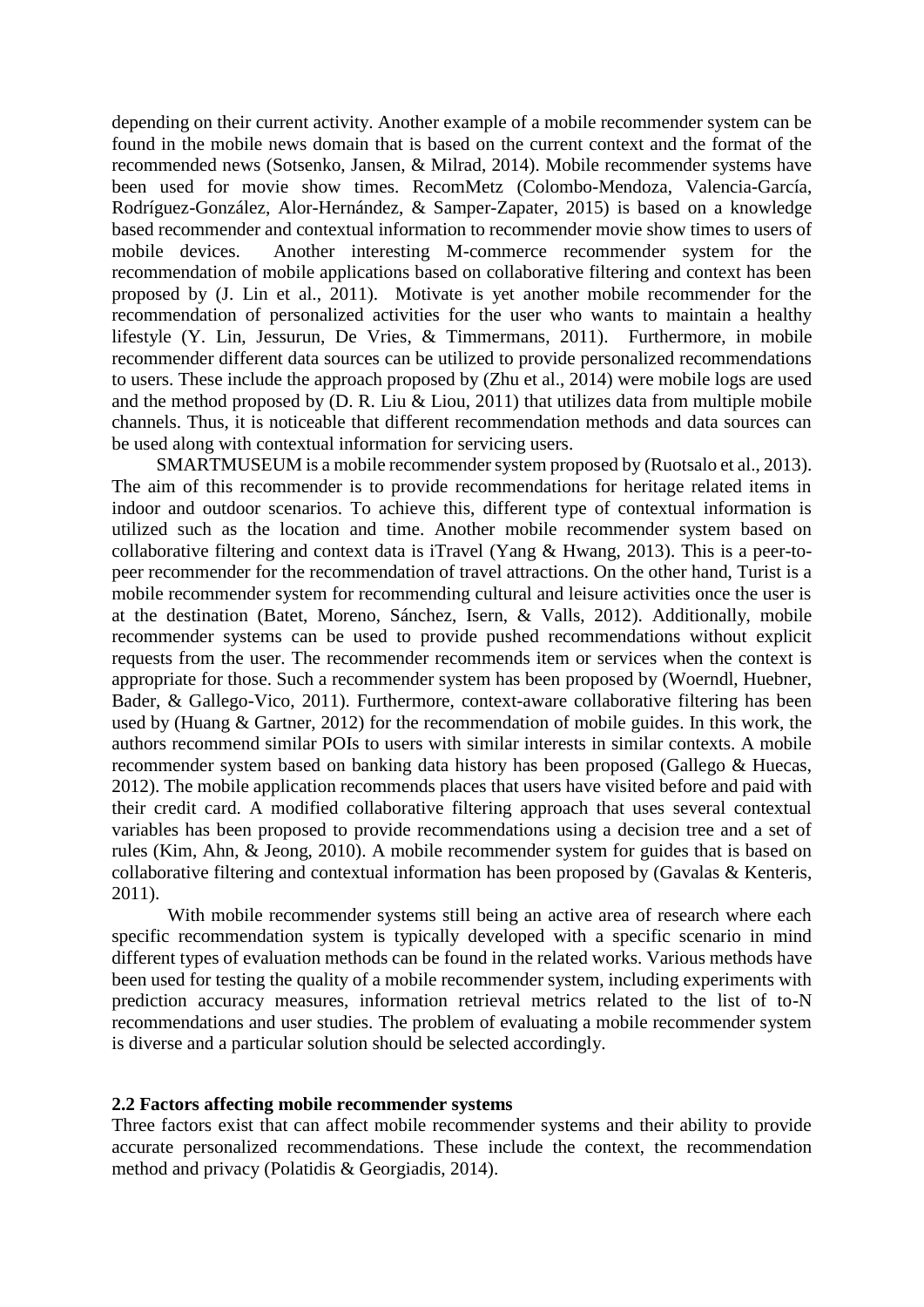depending on their current activity. Another example of a mobile recommender system can be found in the mobile news domain that is based on the current context and the format of the recommended news (Sotsenko, Jansen, & Milrad, 2014). Mobile recommender systems have been used for movie show times. RecomMetz (Colombo-Mendoza, Valencia-García, Rodríguez-González, Alor-Hernández, & Samper-Zapater, 2015) is based on a knowledge based recommender and contextual information to recommender movie show times to users of mobile devices. Another interesting M-commerce recommender system for the recommendation of mobile applications based on collaborative filtering and context has been proposed by (J. Lin et al., 2011). Motivate is yet another mobile recommender for the recommendation of personalized activities for the user who wants to maintain a healthy lifestyle (Y. Lin, Jessurun, De Vries, & Timmermans, 2011). Furthermore, in mobile recommender different data sources can be utilized to provide personalized recommendations to users. These include the approach proposed by (Zhu et al., 2014) were mobile logs are used and the method proposed by (D. R. Liu & Liou, 2011) that utilizes data from multiple mobile channels. Thus, it is noticeable that different recommendation methods and data sources can be used along with contextual information for servicing users.

SMARTMUSEUM is a mobile recommender system proposed by (Ruotsalo et al., 2013). The aim of this recommender is to provide recommendations for heritage related items in indoor and outdoor scenarios. To achieve this, different type of contextual information is utilized such as the location and time. Another mobile recommender system based on collaborative filtering and context data is iTravel (Yang & Hwang, 2013). This is a peer-to-peer recommender for the recommendation of travel attractions. On the other hand, Turist is a mobile recommender system for recommending cultural and leisure activities once the user is at the destination (Batet, Moreno, Sánchez, Isern, & Valls, 2012). Additionally, mobile recommender systems can be used to provide pushed recommendations without explicit requests from the user. The recommender recommends item or services when the context is appropriate for those. Such a recommender system has been proposed by (Woerndl, Huebner, Bader, & Gallego-Vico, 2011). Furthermore, context-aware collaborative filtering has been used by (Huang & Gartner, 2012) for the recommendation of mobile guides. In this work, the authors recommend similar POIs to users with similar interests in similar contexts. A mobile recommender system based on banking data history has been proposed (Gallego & Huecas, 2012). The mobile application recommends places that users have visited before and paid with their credit card. A modified collaborative filtering approach that uses several contextual variables has been proposed to provide recommendations using a decision tree and a set of rules (Kim, Ahn, & Jeong, 2010). A mobile recommender system for guides that is based on collaborative filtering and contextual information has been proposed by (Gavalas & Kenteris, 2011).

With mobile recommender systems still being an active area of research where each specific recommendation system is typically developed with a specific scenario in mind different types of evaluation methods can be found in the related works. Various methods have been used for testing the quality of a mobile recommender system, including experiments with prediction accuracy measures, information retrieval metrics related to the list of to-N recommendations and user studies. The problem of evaluating a mobile recommender system is diverse and a particular solution should be selected accordingly.

### 2.2 Factors affecting mobile recommender systems

Three factors exist that can affect mobile recommender systems and their ability to provide accurate personalized recommendations. These include the context, the recommendation method and privacy (Polatidis & Georgiadis, 2014).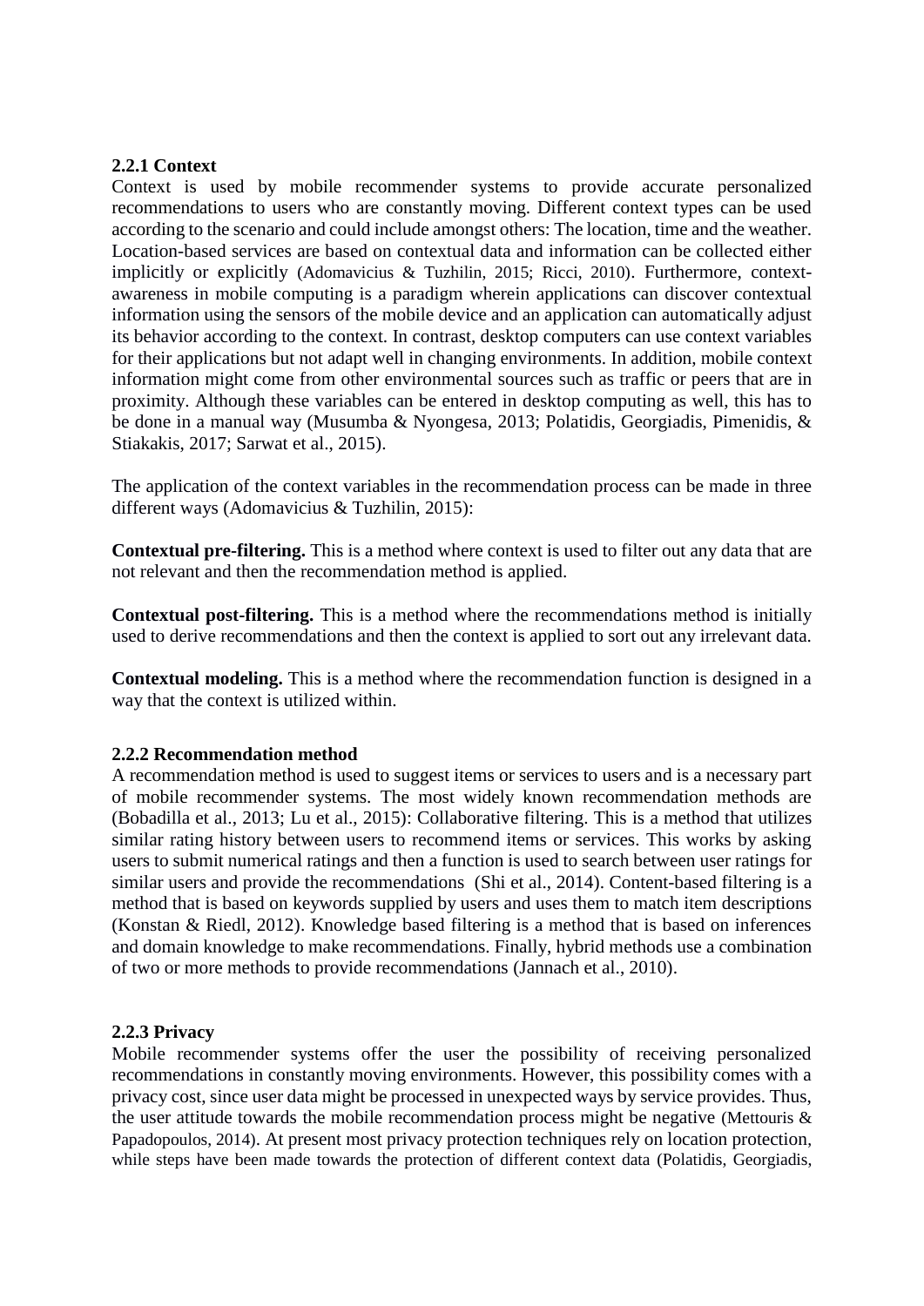### 2.2.1 Context

Context is used by mobile recommender systems to provide accurate personalized recommendations to users who are constantly moving. Different context types can be used according to the scenario and could include amongst others: The location, time and the weather. Location-based services are based on contextual data and information can be collected either implicitly or explicitly (Adomavicius & Tuzhilin, 2015; Ricci, 2010). Furthermore, context-awareness in mobile computing is a paradigm wherein applications can discover contextual information using the sensors of the mobile device and an application can automatically adjust its behavior according to the context. In contrast, desktop computers can use context variables for their applications but not adapt well in changing environments. In addition, mobile context information might come from other environmental sources such as traffic or peers that are in proximity. Although these variables can be entered in desktop computing as well, this has to be done in a manual way (Musumba & Nyongesa, 2013; Polatidis, Georgiadis, Pimenidis, & Stiakakis, 2017; Sarwat et al., 2015).

The application of the context variables in the recommendation process can be made in three different ways (Adomavicius & Tuzhilin, 2015):

**Contextual pre-filtering.** This is a method where context is used to filter out any data that are not relevant and then the recommendation method is applied.

**Contextual post-filtering.** This is a method where the recommendations method is initially used to derive recommendations and then the context is applied to sort out any irrelevant data.

**Contextual modeling.** This is a method where the recommendation function is designed in a way that the context is utilized within.

### 2.2.2 Recommendation method

A recommendation method is used to suggest items or services to users and is a necessary part of mobile recommender systems. The most widely known recommendation methods are (Bobadilla et al., 2013; Lu et al., 2015): Collaborative filtering. This is a method that utilizes similar rating history between users to recommend items or services. This works by asking users to submit numerical ratings and then a function is used to search between user ratings for similar users and provide the recommendations (Shi et al., 2014). Content-based filtering is a method that is based on keywords supplied by users and uses them to match item descriptions (Konstan & Riedl, 2012). Knowledge based filtering is a method that is based on inferences and domain knowledge to make recommendations. Finally, hybrid methods use a combination of two or more methods to provide recommendations (Jannach et al., 2010).

### 2.2.3 Privacy

Mobile recommender systems offer the user the possibility of receiving personalized recommendations in constantly moving environments. However, this possibility comes with a privacy cost, since user data might be processed in unexpected ways by service provides. Thus, the user attitude towards the mobile recommendation process might be negative (Mettouris & Papadopoulos, 2014). At present most privacy protection techniques rely on location protection, while steps have been made towards the protection of different context data (Polatidis, Georgiadis,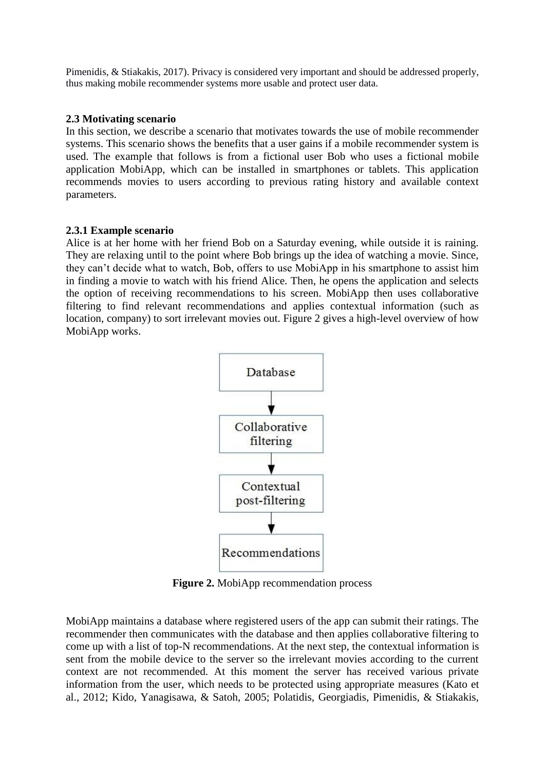Pimenidis, & Stiakakis, 2017). Privacy is considered very important and should be addressed properly, thus making mobile recommender systems more usable and protect user data.

### 2.3 Motivating scenario

In this section, we describe a scenario that motivates towards the use of mobile recommender systems. This scenario shows the benefits that a user gains if a mobile recommender system is used. The example that follows is from a fictional user Bob who uses a fictional mobile application MobiApp, which can be installed in smartphones or tablets. This application recommends movies to users according to previous rating history and available context parameters.

#### 2.3.1 Example scenario

Alice is at her home with her friend Bob on a Saturday evening, while outside it is raining. They are relaxing until to the point where Bob brings up the idea of watching a movie. Since, they can't decide what to watch, Bob, offers to use MobiApp in his smartphone to assist him in finding a movie to watch with his friend Alice. Then, he opens the application and selects the option of receiving recommendations to his screen. MobiApp then uses collaborative filtering to find relevant recommendations and applies contextual information (such as location, company) to sort irrelevant movies out. Figure 2 gives a high-level overview of how MobiApp works.

Database → Collaborative filtering → Contextual post-filtering → Recommendations

**Figure 2.** MobiApp recommendation process

MobiApp maintains a database where registered users of the app can submit their ratings. The recommender then communicates with the database and then applies collaborative filtering to come up with a list of top-N recommendations. At the next step, the contextual information is sent from the mobile device to the server so the irrelevant movies according to the current context are not recommended. At this moment the server has received various private information from the user, which needs to be protected using appropriate measures (Kato et al., 2012; Kido, Yanagisawa, & Satoh, 2005; Polatidis, Georgiadis, Pimenidis, & Stiakakis,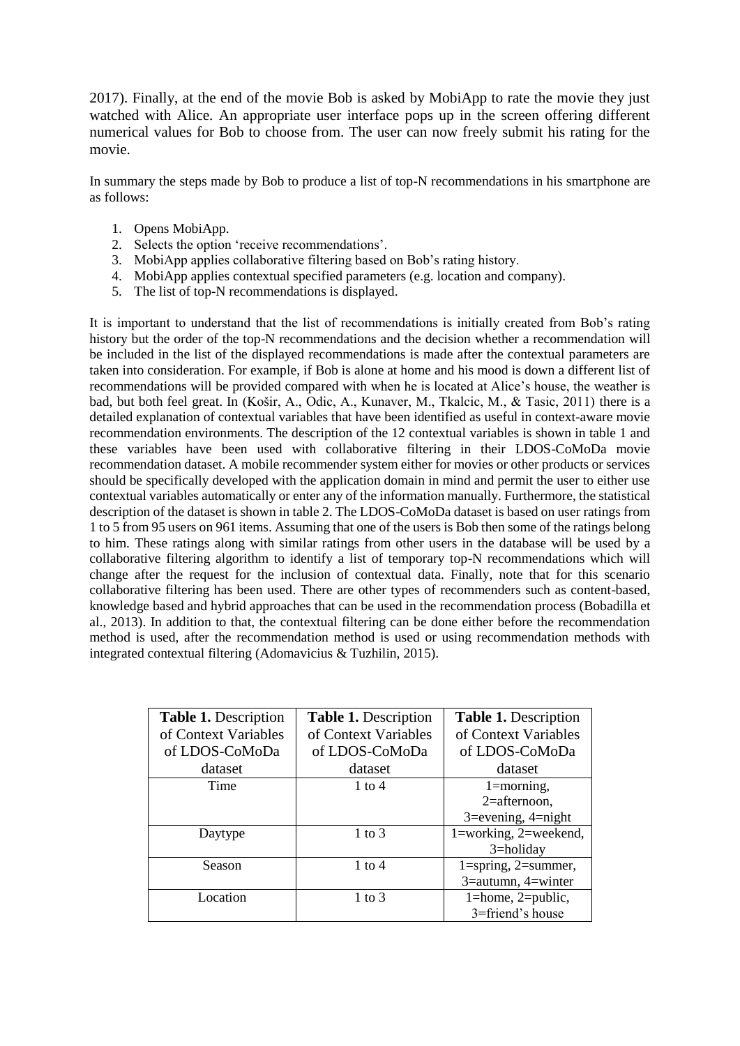2017). Finally, at the end of the movie Bob is asked by MobiApp to rate the movie they just watched with Alice. An appropriate user interface pops up in the screen offering different numerical values for Bob to choose from. The user can now freely submit his rating for the movie.

In summary the steps made by Bob to produce a list of top-N recommendations in his smartphone are as follows:

1. Opens MobiApp.
2. Selects the option 'receive recommendations'.
3. MobiApp applies collaborative filtering based on Bob's rating history.
4. MobiApp applies contextual specified parameters (e.g. location and company).
5. The list of top-N recommendations is displayed.

It is important to understand that the list of recommendations is initially created from Bob's rating history but the order of the top-N recommendations and the decision whether a recommendation will be included in the list of the displayed recommendations is made after the contextual parameters are taken into consideration. For example, if Bob is alone at home and his mood is down a different list of recommendations will be provided compared with when he is located at Alice's house, the weather is bad, but both feel great. In (Košir, A., Odic, A., Kunaver, M., Tkalcic, M., & Tasic, 2011) there is a detailed explanation of contextual variables that have been identified as useful in context-aware movie recommendation environments. The description of the 12 contextual variables is shown in table 1 and these variables have been used with collaborative filtering in their LDOS-CoMoDa movie recommendation dataset. A mobile recommender system either for movies or other products or services should be specifically developed with the application domain in mind and permit the user to either use contextual variables automatically or enter any of the information manually. Furthermore, the statistical description of the dataset is shown in table 2. The LDOS-CoMoDa dataset is based on user ratings from 1 to 5 from 95 users on 961 items. Assuming that one of the users is Bob then some of the ratings belong to him. These ratings along with similar ratings from other users in the database will be used by a collaborative filtering algorithm to identify a list of temporary top-N recommendations which will change after the request for the inclusion of contextual data. Finally, note that for this scenario collaborative filtering has been used. There are other types of recommenders such as content-based, knowledge based and hybrid approaches that can be used in the recommendation process (Bobadilla et al., 2013). In addition to that, the contextual filtering can be done either before the recommendation method is used, after the recommendation method is used or using recommendation methods with integrated contextual filtering (Adomavicius & Tuzhilin, 2015).

| **Table 1.** Description of Context Variables of LDOS-CoMoDa dataset | **Table 1.** Description of Context Variables of LDOS-CoMoDa dataset | **Table 1.** Description of Context Variables of LDOS-CoMoDa dataset |
|---|---|---|
| Time | 1 to 4 | 1=morning, 2=afternoon, 3=evening, 4=night |
| Daytype | 1 to 3 | 1=working, 2=weekend, 3=holiday |
| Season | 1 to 4 | 1=spring, 2=summer, 3=autumn, 4=winter |
| Location | 1 to 3 | 1=home, 2=public, 3=friend's house |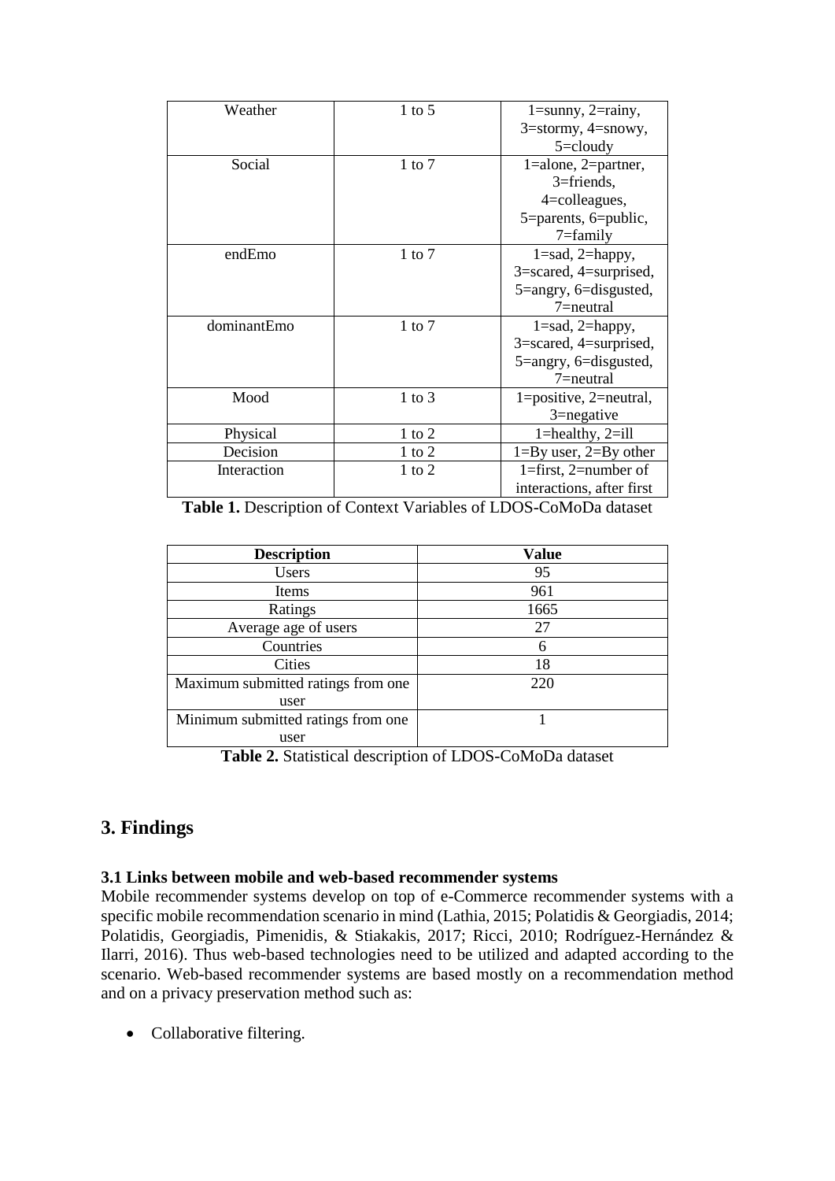| Weather | 1 to 5 | 1=sunny, 2=rainy, 3=stormy, 4=snowy, 5=cloudy |
|---|---|---|
| Social | 1 to 7 | 1=alone, 2=partner, 3=friends, 4=colleagues, 5=parents, 6=public, 7=family |
| endEmo | 1 to 7 | 1=sad, 2=happy, 3=scared, 4=surprised, 5=angry, 6=disgusted, 7=neutral |
| dominantEmo | 1 to 7 | 1=sad, 2=happy, 3=scared, 4=surprised, 5=angry, 6=disgusted, 7=neutral |
| Mood | 1 to 3 | 1=positive, 2=neutral, 3=negative |
| Physical | 1 to 2 | 1=healthy, 2=ill |
| Decision | 1 to 2 | 1=By user, 2=By other |
| Interaction | 1 to 2 | 1=first, 2=number of interactions, after first |

**Table 1.** Description of Context Variables of LDOS-CoMoDa dataset

| Description | Value |
|---|---|
| Users | 95 |
| Items | 961 |
| Ratings | 1665 |
| Average age of users | 27 |
| Countries | 6 |
| Cities | 18 |
| Maximum submitted ratings from one user | 220 |
| Minimum submitted ratings from one user | 1 |

**Table 2.** Statistical description of LDOS-CoMoDa dataset

## 3. Findings

### 3.1 Links between mobile and web-based recommender systems

Mobile recommender systems develop on top of e-Commerce recommender systems with a specific mobile recommendation scenario in mind (Lathia, 2015; Polatidis & Georgiadis, 2014; Polatidis, Georgiadis, Pimenidis, & Stiakakis, 2017; Ricci, 2010; Rodríguez-Hernández & Ilarri, 2016). Thus web-based technologies need to be utilized and adapted according to the scenario. Web-based recommender systems are based mostly on a recommendation method and on a privacy preservation method such as:

- Collaborative filtering.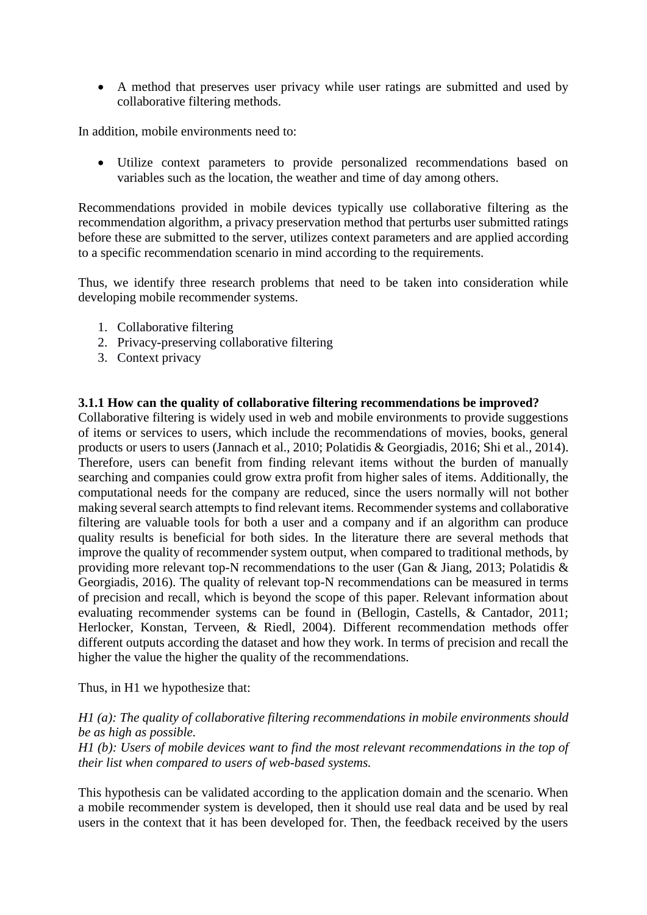- A method that preserves user privacy while user ratings are submitted and used by collaborative filtering methods.

In addition, mobile environments need to:

- Utilize context parameters to provide personalized recommendations based on variables such as the location, the weather and time of day among others.

Recommendations provided in mobile devices typically use collaborative filtering as the recommendation algorithm, a privacy preservation method that perturbs user submitted ratings before these are submitted to the server, utilizes context parameters and are applied according to a specific recommendation scenario in mind according to the requirements.

Thus, we identify three research problems that need to be taken into consideration while developing mobile recommender systems.

1. Collaborative filtering
2. Privacy-preserving collaborative filtering
3. Context privacy

### 3.1.1 How can the quality of collaborative filtering recommendations be improved?

Collaborative filtering is widely used in web and mobile environments to provide suggestions of items or services to users, which include the recommendations of movies, books, general products or users to users (Jannach et al., 2010; Polatidis & Georgiadis, 2016; Shi et al., 2014). Therefore, users can benefit from finding relevant items without the burden of manually searching and companies could grow extra profit from higher sales of items. Additionally, the computational needs for the company are reduced, since the users normally will not bother making several search attempts to find relevant items. Recommender systems and collaborative filtering are valuable tools for both a user and a company and if an algorithm can produce quality results is beneficial for both sides. In the literature there are several methods that improve the quality of recommender system output, when compared to traditional methods, by providing more relevant top-N recommendations to the user (Gan & Jiang, 2013; Polatidis & Georgiadis, 2016). The quality of relevant top-N recommendations can be measured in terms of precision and recall, which is beyond the scope of this paper. Relevant information about evaluating recommender systems can be found in (Bellogin, Castells, & Cantador, 2011; Herlocker, Konstan, Terveen, & Riedl, 2004). Different recommendation methods offer different outputs according the dataset and how they work. In terms of precision and recall the higher the value the higher the quality of the recommendations.

Thus, in H1 we hypothesize that:

*H1 (a): The quality of collaborative filtering recommendations in mobile environments should be as high as possible.*
*H1 (b): Users of mobile devices want to find the most relevant recommendations in the top of their list when compared to users of web-based systems.*

This hypothesis can be validated according to the application domain and the scenario. When a mobile recommender system is developed, then it should use real data and be used by real users in the context that it has been developed for. Then, the feedback received by the users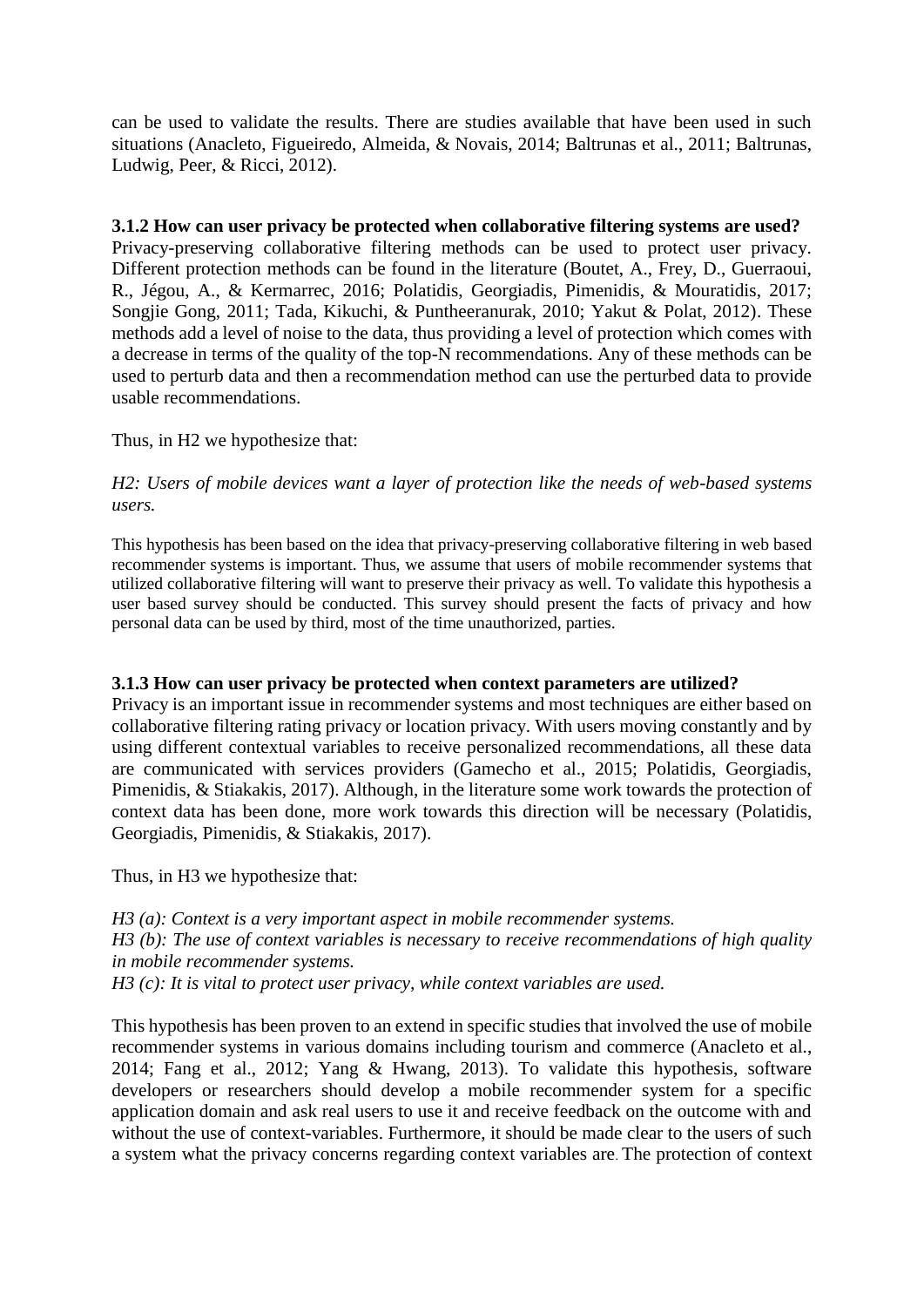can be used to validate the results. There are studies available that have been used in such situations (Anacleto, Figueiredo, Almeida, & Novais, 2014; Baltrunas et al., 2011; Baltrunas, Ludwig, Peer, & Ricci, 2012).

### 3.1.2 How can user privacy be protected when collaborative filtering systems are used?

Privacy-preserving collaborative filtering methods can be used to protect user privacy. Different protection methods can be found in the literature (Boutet, A., Frey, D., Guerraoui, R., Jégou, A., & Kermarrec, 2016; Polatidis, Georgiadis, Pimenidis, & Mouratidis, 2017; Songjie Gong, 2011; Tada, Kikuchi, & Puntheeranurak, 2010; Yakut & Polat, 2012). These methods add a level of noise to the data, thus providing a level of protection which comes with a decrease in terms of the quality of the top-N recommendations. Any of these methods can be used to perturb data and then a recommendation method can use the perturbed data to provide usable recommendations.

Thus, in H2 we hypothesize that:

*H2: Users of mobile devices want a layer of protection like the needs of web-based systems users.*

This hypothesis has been based on the idea that privacy-preserving collaborative filtering in web based recommender systems is important. Thus, we assume that users of mobile recommender systems that utilized collaborative filtering will want to preserve their privacy as well. To validate this hypothesis a user based survey should be conducted. This survey should present the facts of privacy and how personal data can be used by third, most of the time unauthorized, parties.

### 3.1.3 How can user privacy be protected when context parameters are utilized?

Privacy is an important issue in recommender systems and most techniques are either based on collaborative filtering rating privacy or location privacy. With users moving constantly and by using different contextual variables to receive personalized recommendations, all these data are communicated with services providers (Gamecho et al., 2015; Polatidis, Georgiadis, Pimenidis, & Stiakakis, 2017). Although, in the literature some work towards the protection of context data has been done, more work towards this direction will be necessary (Polatidis, Georgiadis, Pimenidis, & Stiakakis, 2017).

Thus, in H3 we hypothesize that:

*H3 (a): Context is a very important aspect in mobile recommender systems.*
*H3 (b): The use of context variables is necessary to receive recommendations of high quality in mobile recommender systems.*
*H3 (c): It is vital to protect user privacy, while context variables are used.*

This hypothesis has been proven to an extend in specific studies that involved the use of mobile recommender systems in various domains including tourism and commerce (Anacleto et al., 2014; Fang et al., 2012; Yang & Hwang, 2013). To validate this hypothesis, software developers or researchers should develop a mobile recommender system for a specific application domain and ask real users to use it and receive feedback on the outcome with and without the use of context-variables. Furthermore, it should be made clear to the users of such a system what the privacy concerns regarding context variables are. The protection of context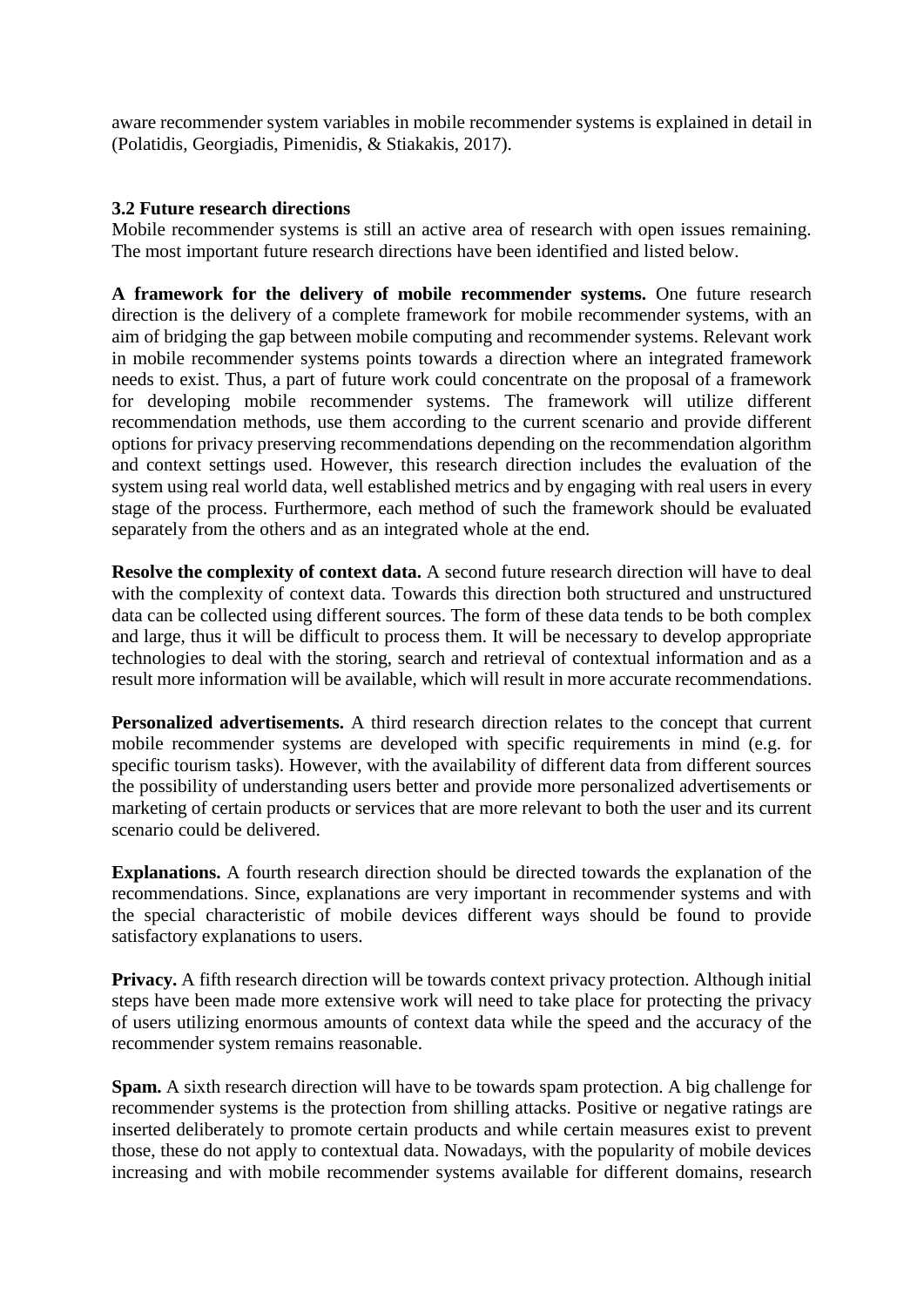aware recommender system variables in mobile recommender systems is explained in detail in (Polatidis, Georgiadis, Pimenidis, & Stiakakis, 2017).

### 3.2 Future research directions

Mobile recommender systems is still an active area of research with open issues remaining. The most important future research directions have been identified and listed below.

**A framework for the delivery of mobile recommender systems.** One future research direction is the delivery of a complete framework for mobile recommender systems, with an aim of bridging the gap between mobile computing and recommender systems. Relevant work in mobile recommender systems points towards a direction where an integrated framework needs to exist. Thus, a part of future work could concentrate on the proposal of a framework for developing mobile recommender systems. The framework will utilize different recommendation methods, use them according to the current scenario and provide different options for privacy preserving recommendations depending on the recommendation algorithm and context settings used. However, this research direction includes the evaluation of the system using real world data, well established metrics and by engaging with real users in every stage of the process. Furthermore, each method of such the framework should be evaluated separately from the others and as an integrated whole at the end.

**Resolve the complexity of context data.** A second future research direction will have to deal with the complexity of context data. Towards this direction both structured and unstructured data can be collected using different sources. The form of these data tends to be both complex and large, thus it will be difficult to process them. It will be necessary to develop appropriate technologies to deal with the storing, search and retrieval of contextual information and as a result more information will be available, which will result in more accurate recommendations.

**Personalized advertisements.** A third research direction relates to the concept that current mobile recommender systems are developed with specific requirements in mind (e.g. for specific tourism tasks). However, with the availability of different data from different sources the possibility of understanding users better and provide more personalized advertisements or marketing of certain products or services that are more relevant to both the user and its current scenario could be delivered.

**Explanations.** A fourth research direction should be directed towards the explanation of the recommendations. Since, explanations are very important in recommender systems and with the special characteristic of mobile devices different ways should be found to provide satisfactory explanations to users.

**Privacy.** A fifth research direction will be towards context privacy protection. Although initial steps have been made more extensive work will need to take place for protecting the privacy of users utilizing enormous amounts of context data while the speed and the accuracy of the recommender system remains reasonable.

**Spam.** A sixth research direction will have to be towards spam protection. A big challenge for recommender systems is the protection from shilling attacks. Positive or negative ratings are inserted deliberately to promote certain products and while certain measures exist to prevent those, these do not apply to contextual data. Nowadays, with the popularity of mobile devices increasing and with mobile recommender systems available for different domains, research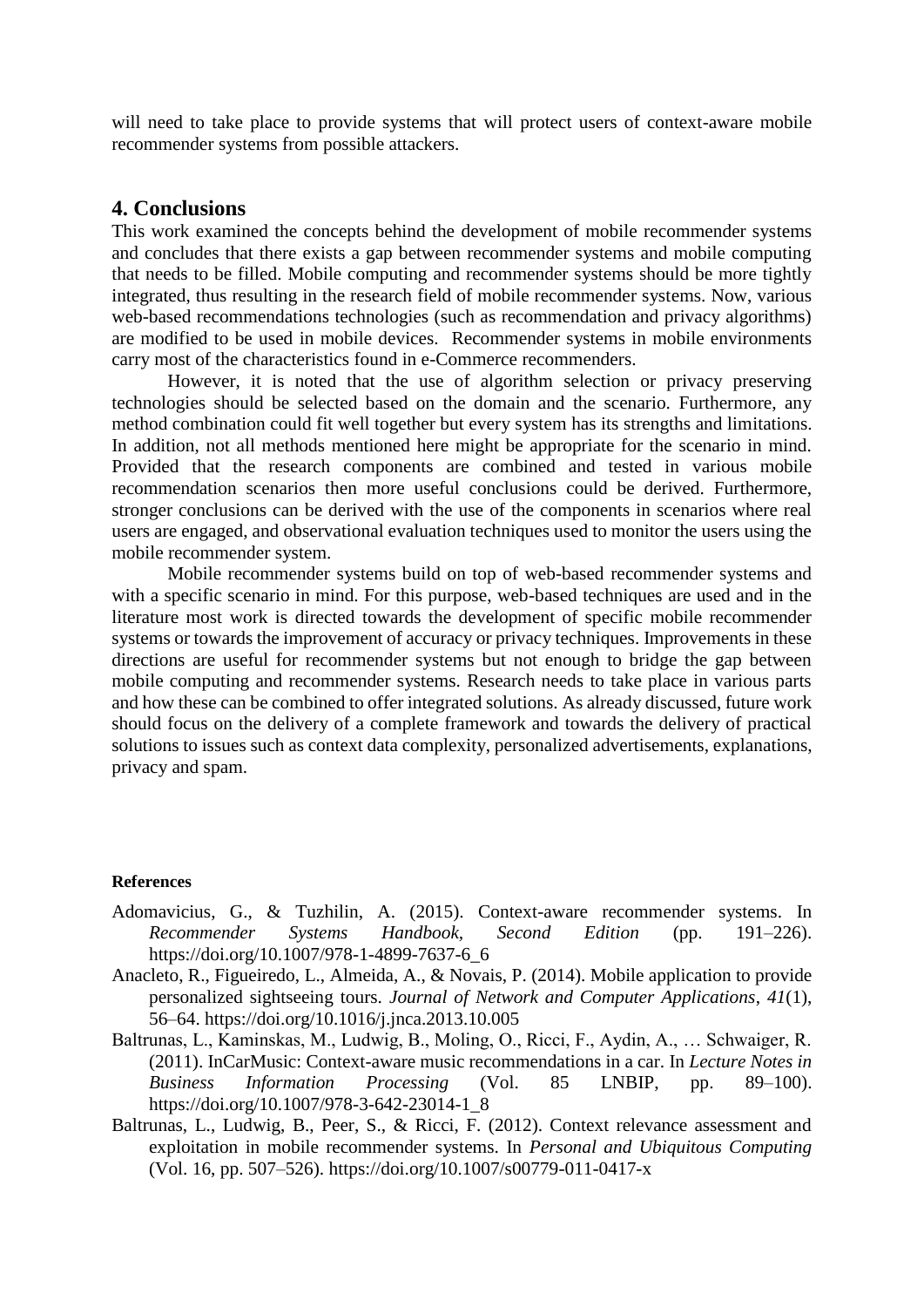will need to take place to provide systems that will protect users of context-aware mobile recommender systems from possible attackers.

## 4. Conclusions

This work examined the concepts behind the development of mobile recommender systems and concludes that there exists a gap between recommender systems and mobile computing that needs to be filled. Mobile computing and recommender systems should be more tightly integrated, thus resulting in the research field of mobile recommender systems. Now, various web-based recommendations technologies (such as recommendation and privacy algorithms) are modified to be used in mobile devices. Recommender systems in mobile environments carry most of the characteristics found in e-Commerce recommenders.

However, it is noted that the use of algorithm selection or privacy preserving technologies should be selected based on the domain and the scenario. Furthermore, any method combination could fit well together but every system has its strengths and limitations. In addition, not all methods mentioned here might be appropriate for the scenario in mind. Provided that the research components are combined and tested in various mobile recommendation scenarios then more useful conclusions could be derived. Furthermore, stronger conclusions can be derived with the use of the components in scenarios where real users are engaged, and observational evaluation techniques used to monitor the users using the mobile recommender system.

Mobile recommender systems build on top of web-based recommender systems and with a specific scenario in mind. For this purpose, web-based techniques are used and in the literature most work is directed towards the development of specific mobile recommender systems or towards the improvement of accuracy or privacy techniques. Improvements in these directions are useful for recommender systems but not enough to bridge the gap between mobile computing and recommender systems. Research needs to take place in various parts and how these can be combined to offer integrated solutions. As already discussed, future work should focus on the delivery of a complete framework and towards the delivery of practical solutions to issues such as context data complexity, personalized advertisements, explanations, privacy and spam.

**References**

Adomavicius, G., & Tuzhilin, A. (2015). Context-aware recommender systems. In *Recommender Systems Handbook, Second Edition* (pp. 191–226). https://doi.org/10.1007/978-1-4899-7637-6_6

Anacleto, R., Figueiredo, L., Almeida, A., & Novais, P. (2014). Mobile application to provide personalized sightseeing tours. *Journal of Network and Computer Applications*, *41*(1), 56–64. https://doi.org/10.1016/j.jnca.2013.10.005

Baltrunas, L., Kaminskas, M., Ludwig, B., Moling, O., Ricci, F., Aydin, A., … Schwaiger, R. (2011). InCarMusic: Context-aware music recommendations in a car. In *Lecture Notes in Business Information Processing* (Vol. 85 LNBIP, pp. 89–100). https://doi.org/10.1007/978-3-642-23014-1_8

Baltrunas, L., Ludwig, B., Peer, S., & Ricci, F. (2012). Context relevance assessment and exploitation in mobile recommender systems. In *Personal and Ubiquitous Computing* (Vol. 16, pp. 507–526). https://doi.org/10.1007/s00779-011-0417-x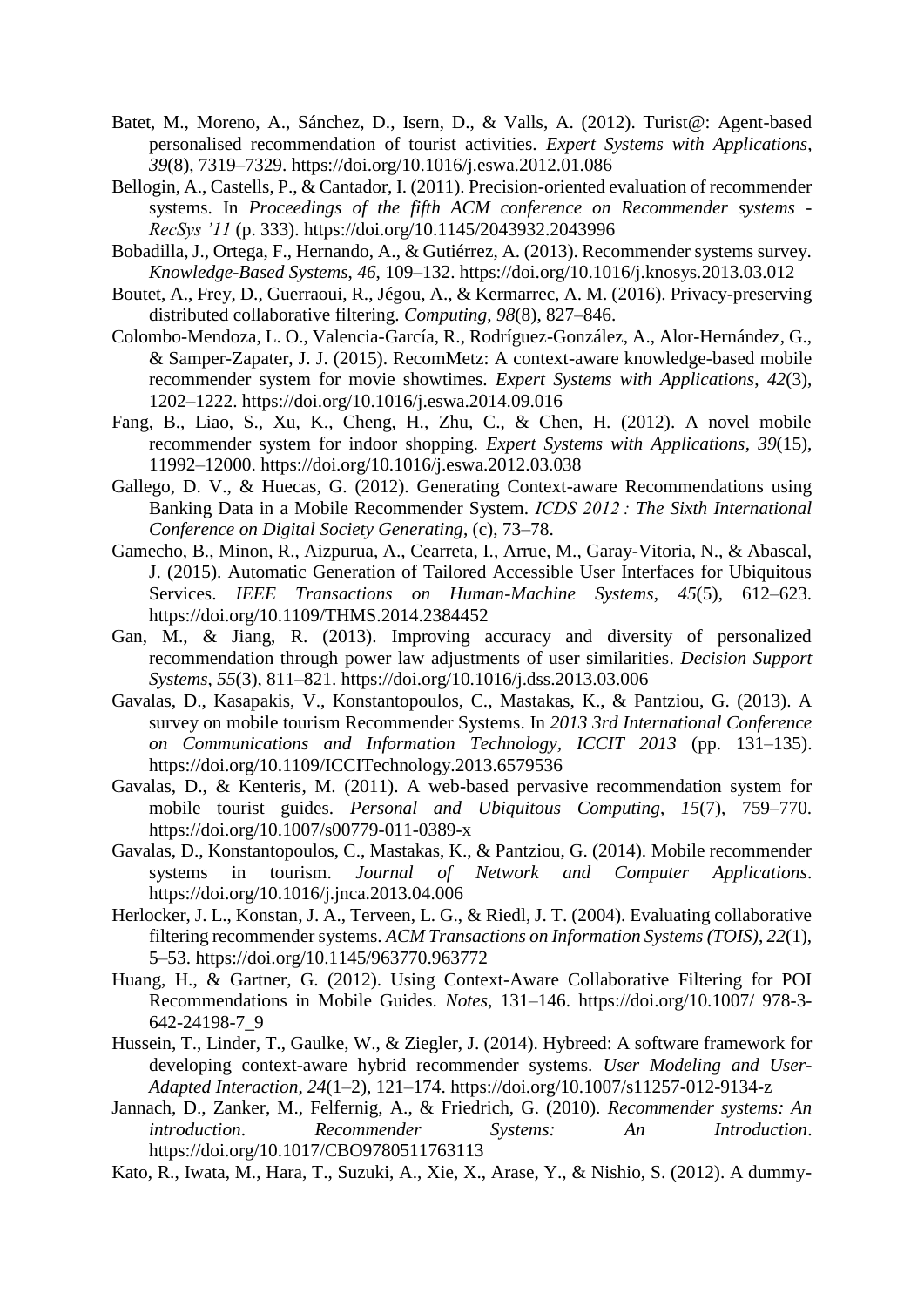Batet, M., Moreno, A., Sánchez, D., Isern, D., & Valls, A. (2012). Turist@: Agent-based personalised recommendation of tourist activities. *Expert Systems with Applications*, *39*(8), 7319–7329. https://doi.org/10.1016/j.eswa.2012.01.086

Bellogin, A., Castells, P., & Cantador, I. (2011). Precision-oriented evaluation of recommender systems. In *Proceedings of the fifth ACM conference on Recommender systems - RecSys '11* (p. 333). https://doi.org/10.1145/2043932.2043996

Bobadilla, J., Ortega, F., Hernando, A., & Gutiérrez, A. (2013). Recommender systems survey. *Knowledge-Based Systems*, *46*, 109–132. https://doi.org/10.1016/j.knosys.2013.03.012

Boutet, A., Frey, D., Guerraoui, R., Jégou, A., & Kermarrec, A. M. (2016). Privacy-preserving distributed collaborative filtering. *Computing*, *98*(8), 827–846.

Colombo-Mendoza, L. O., Valencia-García, R., Rodríguez-González, A., Alor-Hernández, G., & Samper-Zapater, J. J. (2015). RecomMetz: A context-aware knowledge-based mobile recommender system for movie showtimes. *Expert Systems with Applications*, *42*(3), 1202–1222. https://doi.org/10.1016/j.eswa.2014.09.016

Fang, B., Liao, S., Xu, K., Cheng, H., Zhu, C., & Chen, H. (2012). A novel mobile recommender system for indoor shopping. *Expert Systems with Applications*, *39*(15), 11992–12000. https://doi.org/10.1016/j.eswa.2012.03.038

Gallego, D. V., & Huecas, G. (2012). Generating Context-aware Recommendations using Banking Data in a Mobile Recommender System. *ICDS 2012 : The Sixth International Conference on Digital Society Generating*, (c), 73–78.

Gamecho, B., Minon, R., Aizpurua, A., Cearreta, I., Arrue, M., Garay-Vitoria, N., & Abascal, J. (2015). Automatic Generation of Tailored Accessible User Interfaces for Ubiquitous Services. *IEEE Transactions on Human-Machine Systems*, *45*(5), 612–623. https://doi.org/10.1109/THMS.2014.2384452

Gan, M., & Jiang, R. (2013). Improving accuracy and diversity of personalized recommendation through power law adjustments of user similarities. *Decision Support Systems*, *55*(3), 811–821. https://doi.org/10.1016/j.dss.2013.03.006

Gavalas, D., Kasapakis, V., Konstantopoulos, C., Mastakas, K., & Pantziou, G. (2013). A survey on mobile tourism Recommender Systems. In *2013 3rd International Conference on Communications and Information Technology, ICCIT 2013* (pp. 131–135). https://doi.org/10.1109/ICCITechnology.2013.6579536

Gavalas, D., & Kenteris, M. (2011). A web-based pervasive recommendation system for mobile tourist guides. *Personal and Ubiquitous Computing*, *15*(7), 759–770. https://doi.org/10.1007/s00779-011-0389-x

Gavalas, D., Konstantopoulos, C., Mastakas, K., & Pantziou, G. (2014). Mobile recommender systems in tourism. *Journal of Network and Computer Applications*. https://doi.org/10.1016/j.jnca.2013.04.006

Herlocker, J. L., Konstan, J. A., Terveen, L. G., & Riedl, J. T. (2004). Evaluating collaborative filtering recommender systems. *ACM Transactions on Information Systems (TOIS)*, *22*(1), 5–53. https://doi.org/10.1145/963770.963772

Huang, H., & Gartner, G. (2012). Using Context-Aware Collaborative Filtering for POI Recommendations in Mobile Guides. *Notes*, 131–146. https://doi.org/10.1007/ 978-3-642-24198-7_9

Hussein, T., Linder, T., Gaulke, W., & Ziegler, J. (2014). Hybreed: A software framework for developing context-aware hybrid recommender systems. *User Modeling and User-Adapted Interaction*, *24*(1–2), 121–174. https://doi.org/10.1007/s11257-012-9134-z

Jannach, D., Zanker, M., Felfernig, A., & Friedrich, G. (2010). *Recommender systems: An introduction*. *Recommender Systems: An Introduction*. https://doi.org/10.1017/CBO9780511763113

Kato, R., Iwata, M., Hara, T., Suzuki, A., Xie, X., Arase, Y., & Nishio, S. (2012). A dummy-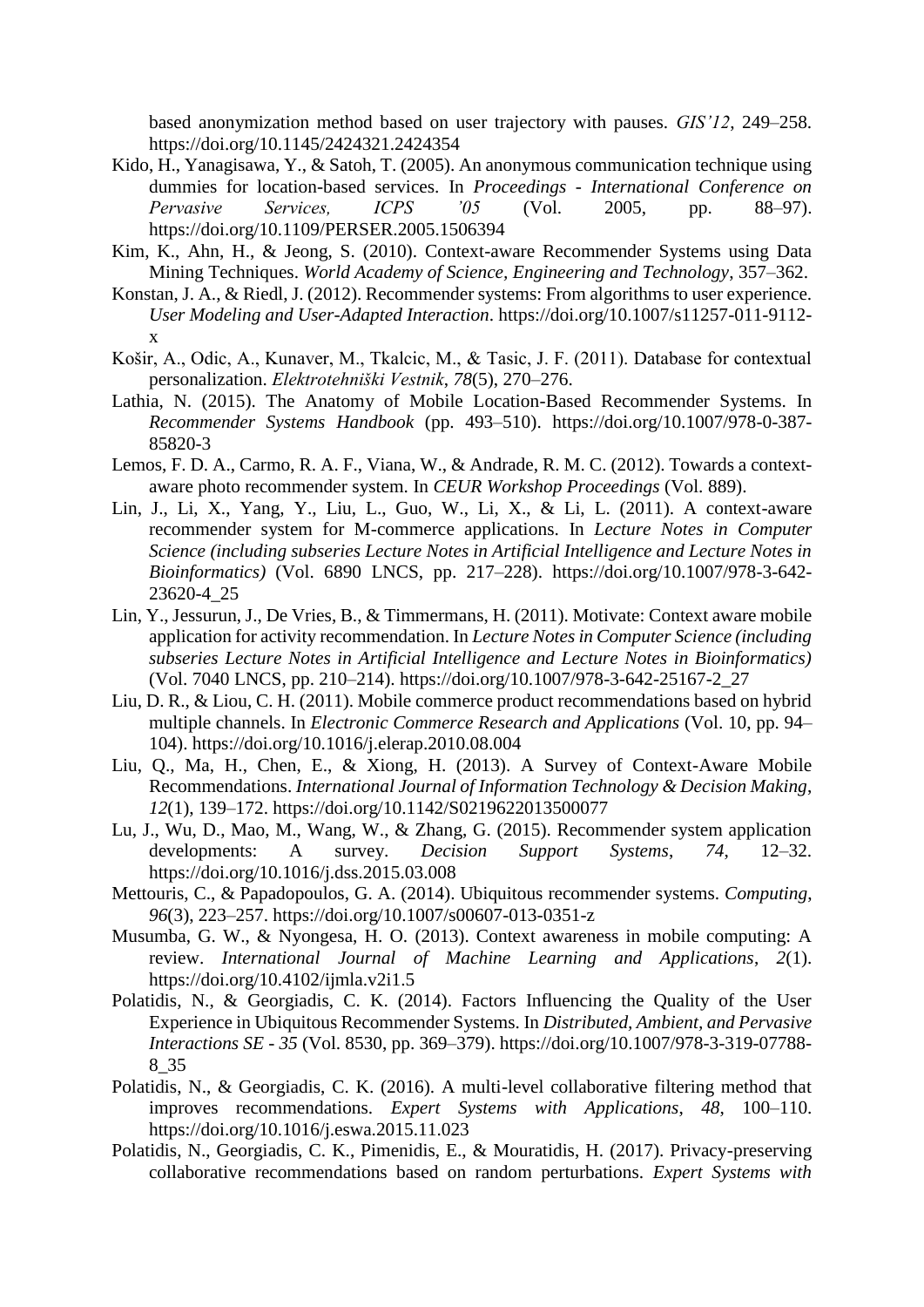based anonymization method based on user trajectory with pauses. *GIS'12*, 249–258. https://doi.org/10.1145/2424321.2424354

Kido, H., Yanagisawa, Y., & Satoh, T. (2005). An anonymous communication technique using dummies for location-based services. In *Proceedings - International Conference on Pervasive Services, ICPS '05* (Vol. 2005, pp. 88–97). https://doi.org/10.1109/PERSER.2005.1506394

Kim, K., Ahn, H., & Jeong, S. (2010). Context-aware Recommender Systems using Data Mining Techniques. *World Academy of Science, Engineering and Technology*, 357–362.

Konstan, J. A., & Riedl, J. (2012). Recommender systems: From algorithms to user experience. *User Modeling and User-Adapted Interaction*. https://doi.org/10.1007/s11257-011-9112-x

Košir, A., Odic, A., Kunaver, M., Tkalcic, M., & Tasic, J. F. (2011). Database for contextual personalization. *Elektrotehniški Vestnik*, *78*(5), 270–276.

Lathia, N. (2015). The Anatomy of Mobile Location-Based Recommender Systems. In *Recommender Systems Handbook* (pp. 493–510). https://doi.org/10.1007/978-0-387-85820-3

Lemos, F. D. A., Carmo, R. A. F., Viana, W., & Andrade, R. M. C. (2012). Towards a context-aware photo recommender system. In *CEUR Workshop Proceedings* (Vol. 889).

Lin, J., Li, X., Yang, Y., Liu, L., Guo, W., Li, X., & Li, L. (2011). A context-aware recommender system for M-commerce applications. In *Lecture Notes in Computer Science (including subseries Lecture Notes in Artificial Intelligence and Lecture Notes in Bioinformatics)* (Vol. 6890 LNCS, pp. 217–228). https://doi.org/10.1007/978-3-642-23620-4_25

Lin, Y., Jessurun, J., De Vries, B., & Timmermans, H. (2011). Motivate: Context aware mobile application for activity recommendation. In *Lecture Notes in Computer Science (including subseries Lecture Notes in Artificial Intelligence and Lecture Notes in Bioinformatics)* (Vol. 7040 LNCS, pp. 210–214). https://doi.org/10.1007/978-3-642-25167-2_27

Liu, D. R., & Liou, C. H. (2011). Mobile commerce product recommendations based on hybrid multiple channels. In *Electronic Commerce Research and Applications* (Vol. 10, pp. 94–104). https://doi.org/10.1016/j.elerap.2010.08.004

Liu, Q., Ma, H., Chen, E., & Xiong, H. (2013). A Survey of Context-Aware Mobile Recommendations. *International Journal of Information Technology & Decision Making*, *12*(1), 139–172. https://doi.org/10.1142/S0219622013500077

Lu, J., Wu, D., Mao, M., Wang, W., & Zhang, G. (2015). Recommender system application developments: A survey. *Decision Support Systems*, *74*, 12–32. https://doi.org/10.1016/j.dss.2015.03.008

Mettouris, C., & Papadopoulos, G. A. (2014). Ubiquitous recommender systems. *Computing*, *96*(3), 223–257. https://doi.org/10.1007/s00607-013-0351-z

Musumba, G. W., & Nyongesa, H. O. (2013). Context awareness in mobile computing: A review. *International Journal of Machine Learning and Applications*, *2*(1). https://doi.org/10.4102/ijmla.v2i1.5

Polatidis, N., & Georgiadis, C. K. (2014). Factors Influencing the Quality of the User Experience in Ubiquitous Recommender Systems. In *Distributed, Ambient, and Pervasive Interactions SE - 35* (Vol. 8530, pp. 369–379). https://doi.org/10.1007/978-3-319-07788-8_35

Polatidis, N., & Georgiadis, C. K. (2016). A multi-level collaborative filtering method that improves recommendations. *Expert Systems with Applications*, *48*, 100–110. https://doi.org/10.1016/j.eswa.2015.11.023

Polatidis, N., Georgiadis, C. K., Pimenidis, E., & Mouratidis, H. (2017). Privacy-preserving collaborative recommendations based on random perturbations. *Expert Systems with*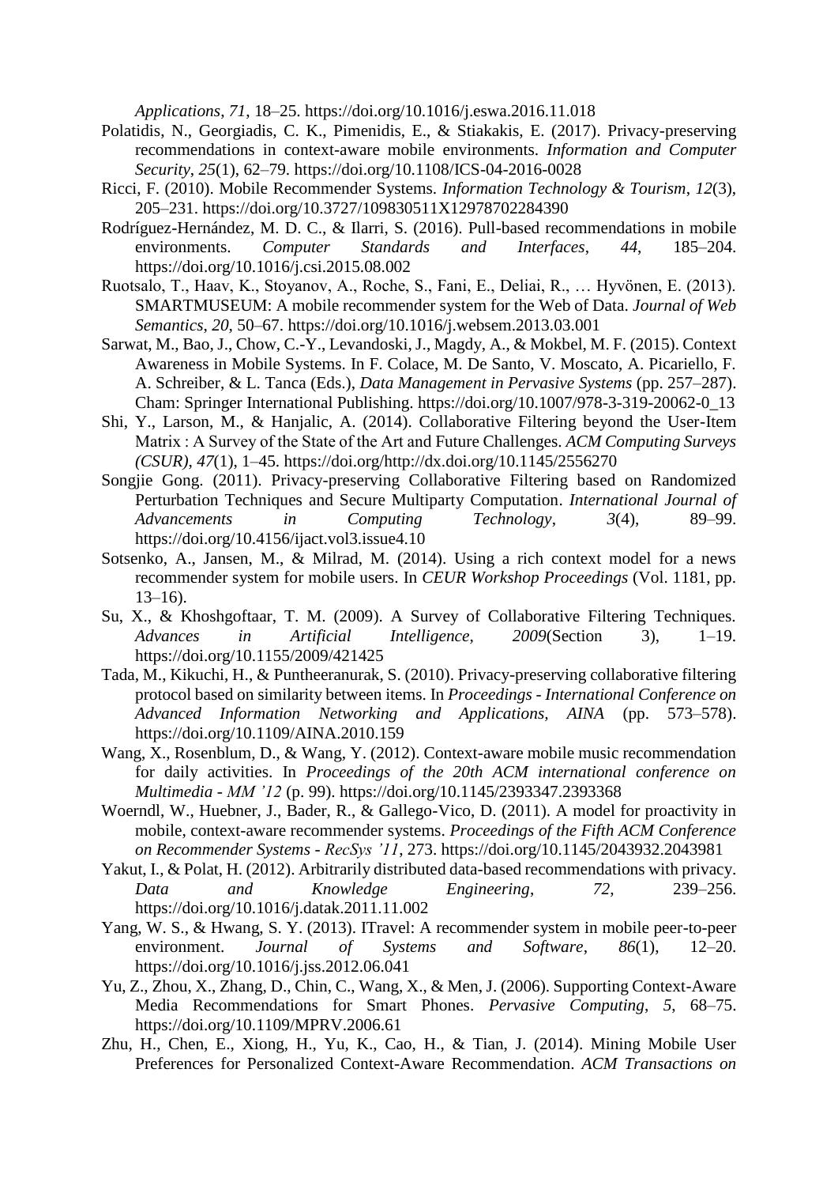*Applications*, *71*, 18–25. https://doi.org/10.1016/j.eswa.2016.11.018

Polatidis, N., Georgiadis, C. K., Pimenidis, E., & Stiakakis, E. (2017). Privacy-preserving recommendations in context-aware mobile environments. *Information and Computer Security*, *25*(1), 62–79. https://doi.org/10.1108/ICS-04-2016-0028

Ricci, F. (2010). Mobile Recommender Systems. *Information Technology & Tourism*, *12*(3), 205–231. https://doi.org/10.3727/109830511X12978702284390

Rodríguez-Hernández, M. D. C., & Ilarri, S. (2016). Pull-based recommendations in mobile environments. *Computer Standards and Interfaces*, *44*, 185–204. https://doi.org/10.1016/j.csi.2015.08.002

Ruotsalo, T., Haav, K., Stoyanov, A., Roche, S., Fani, E., Deliai, R., … Hyvönen, E. (2013). SMARTMUSEUM: A mobile recommender system for the Web of Data. *Journal of Web Semantics*, *20*, 50–67. https://doi.org/10.1016/j.websem.2013.03.001

Sarwat, M., Bao, J., Chow, C.-Y., Levandoski, J., Magdy, A., & Mokbel, M. F. (2015). Context Awareness in Mobile Systems. In F. Colace, M. De Santo, V. Moscato, A. Picariello, F. A. Schreiber, & L. Tanca (Eds.), *Data Management in Pervasive Systems* (pp. 257–287). Cham: Springer International Publishing. https://doi.org/10.1007/978-3-319-20062-0_13

Shi, Y., Larson, M., & Hanjalic, A. (2014). Collaborative Filtering beyond the User-Item Matrix : A Survey of the State of the Art and Future Challenges. *ACM Computing Surveys (CSUR)*, *47*(1), 1–45. https://doi.org/http://dx.doi.org/10.1145/2556270

Songjie Gong. (2011). Privacy-preserving Collaborative Filtering based on Randomized Perturbation Techniques and Secure Multiparty Computation. *International Journal of Advancements in Computing Technology*, *3*(4), 89–99. https://doi.org/10.4156/ijact.vol3.issue4.10

Sotsenko, A., Jansen, M., & Milrad, M. (2014). Using a rich context model for a news recommender system for mobile users. In *CEUR Workshop Proceedings* (Vol. 1181, pp. 13–16).

Su, X., & Khoshgoftaar, T. M. (2009). A Survey of Collaborative Filtering Techniques. *Advances in Artificial Intelligence*, *2009*(Section 3), 1–19. https://doi.org/10.1155/2009/421425

Tada, M., Kikuchi, H., & Puntheeranurak, S. (2010). Privacy-preserving collaborative filtering protocol based on similarity between items. In *Proceedings - International Conference on Advanced Information Networking and Applications, AINA* (pp. 573–578). https://doi.org/10.1109/AINA.2010.159

Wang, X., Rosenblum, D., & Wang, Y. (2012). Context-aware mobile music recommendation for daily activities. In *Proceedings of the 20th ACM international conference on Multimedia - MM '12* (p. 99). https://doi.org/10.1145/2393347.2393368

Woerndl, W., Huebner, J., Bader, R., & Gallego-Vico, D. (2011). A model for proactivity in mobile, context-aware recommender systems. *Proceedings of the Fifth ACM Conference on Recommender Systems - RecSys '11*, 273. https://doi.org/10.1145/2043932.2043981

Yakut, I., & Polat, H. (2012). Arbitrarily distributed data-based recommendations with privacy. *Data and Knowledge Engineering*, *72*, 239–256. https://doi.org/10.1016/j.datak.2011.11.002

Yang, W. S., & Hwang, S. Y. (2013). ITravel: A recommender system in mobile peer-to-peer environment. *Journal of Systems and Software*, *86*(1), 12–20. https://doi.org/10.1016/j.jss.2012.06.041

Yu, Z., Zhou, X., Zhang, D., Chin, C., Wang, X., & Men, J. (2006). Supporting Context-Aware Media Recommendations for Smart Phones. *Pervasive Computing*, *5*, 68–75. https://doi.org/10.1109/MPRV.2006.61

Zhu, H., Chen, E., Xiong, H., Yu, K., Cao, H., & Tian, J. (2014). Mining Mobile User Preferences for Personalized Context-Aware Recommendation. *ACM Transactions on*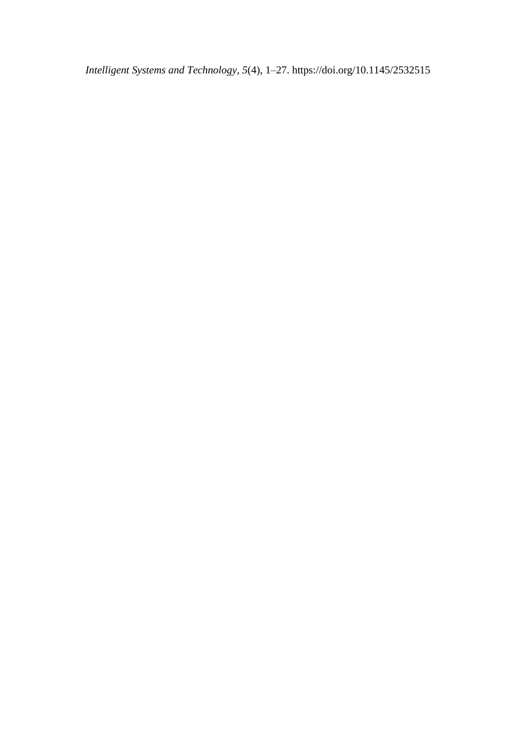*Intelligent Systems and Technology*, *5*(4), 1–27. https://doi.org/10.1145/2532515